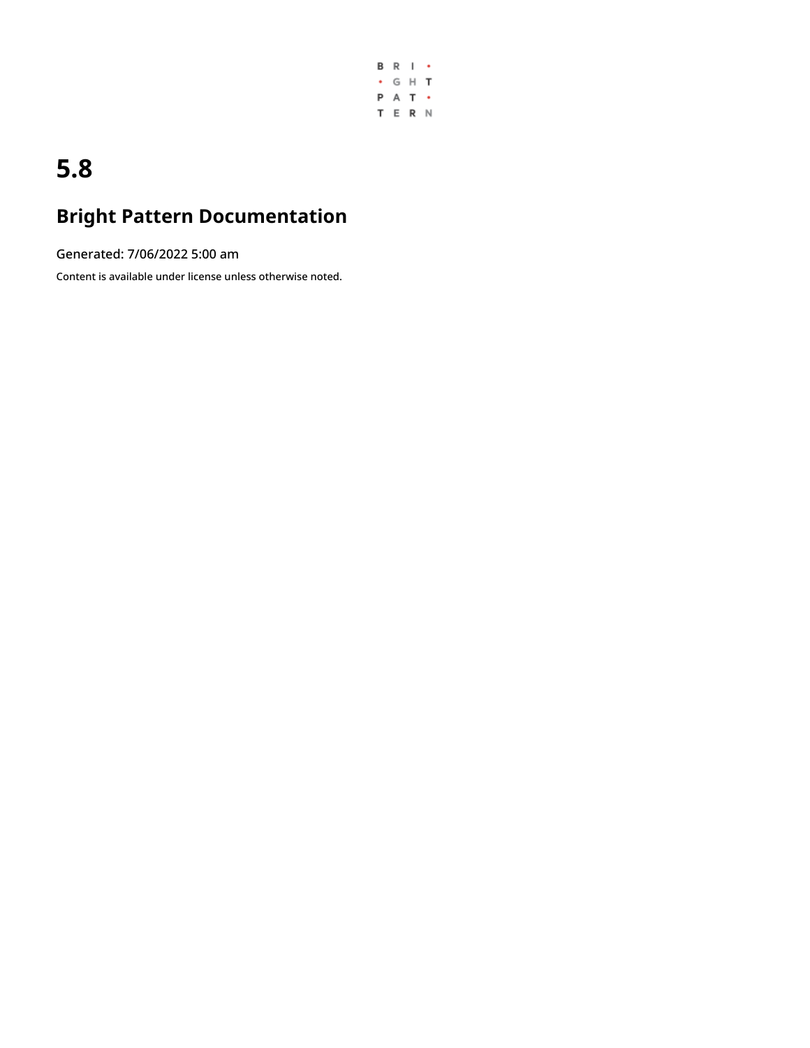B R I •
• G H T
P A T •
T E R N

# 5.8

## Bright Pattern Documentation

Generated: 7/06/2022 5:00 am

Content is available under license unless otherwise noted.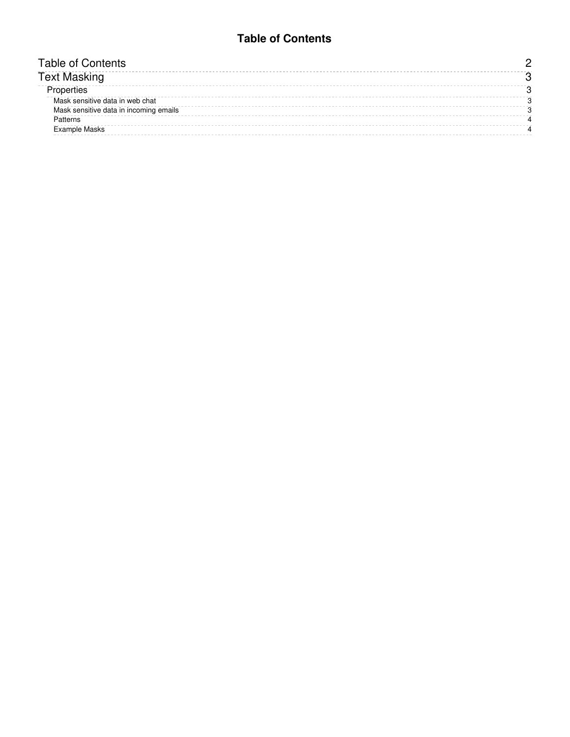# Table of Contents

- Table of Contents 2
- Text Masking 3
  - Properties 3
    - Mask sensitive data in web chat 3
    - Mask sensitive data in incoming emails 3
    - Patterns 4
    - Example Masks 4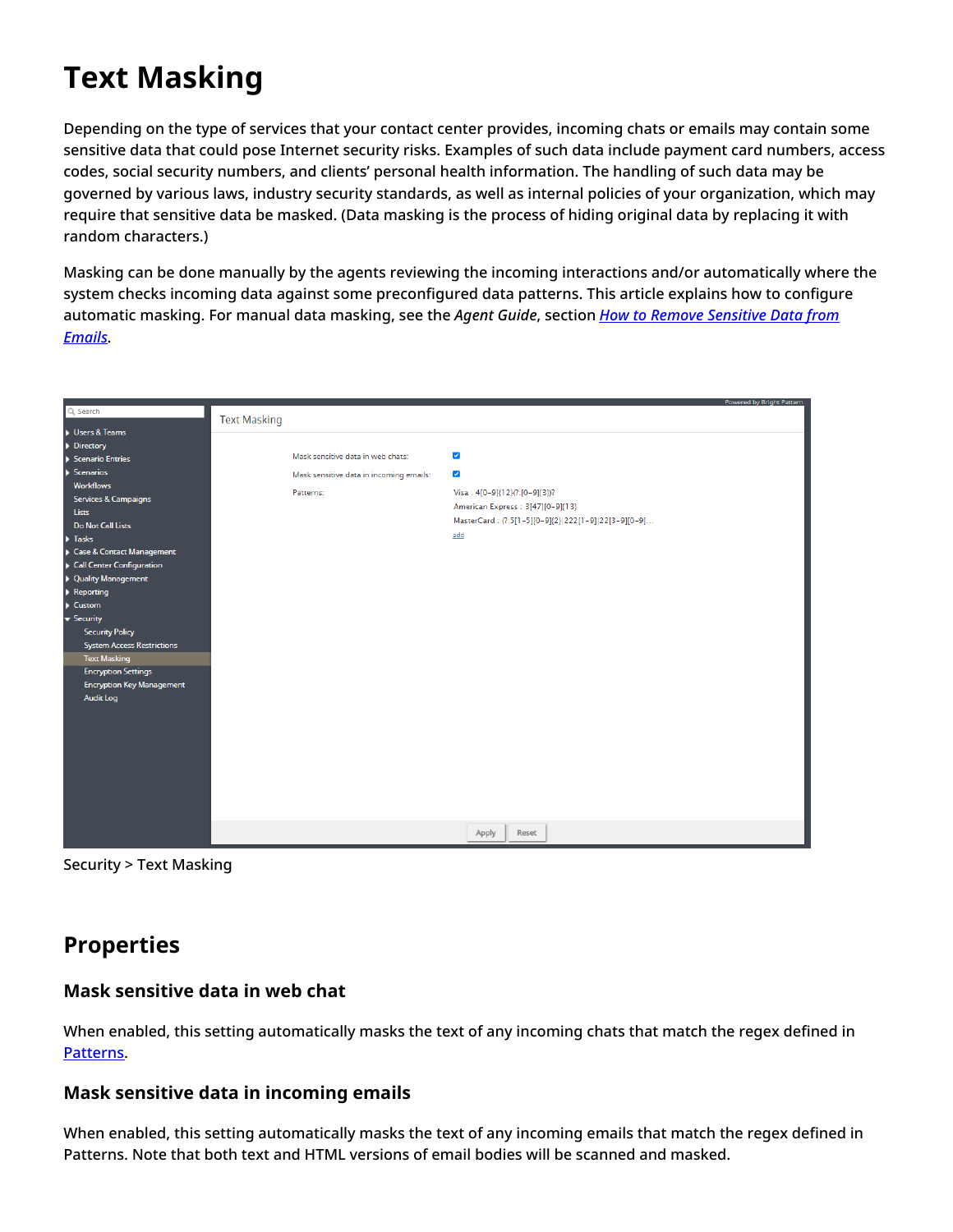# Text Masking

Depending on the type of services that your contact center provides, incoming chats or emails may contain some sensitive data that could pose Internet security risks. Examples of such data include payment card numbers, access codes, social security numbers, and clients' personal health information. The handling of such data may be governed by various laws, industry security standards, as well as internal policies of your organization, which may require that sensitive data be masked. (Data masking is the process of hiding original data by replacing it with random characters.)

Masking can be done manually by the agents reviewing the incoming interactions and/or automatically where the system checks incoming data against some preconfigured data patterns. This article explains how to configure automatic masking. For manual data masking, see the *Agent Guide*, section [How to Remove Sensitive Data from Emails](#).

Security > Text Masking

## Properties

### Mask sensitive data in web chat

When enabled, this setting automatically masks the text of any incoming chats that match the regex defined in [Patterns](#).

### Mask sensitive data in incoming emails

When enabled, this setting automatically masks the text of any incoming emails that match the regex defined in Patterns. Note that both text and HTML versions of email bodies will be scanned and masked.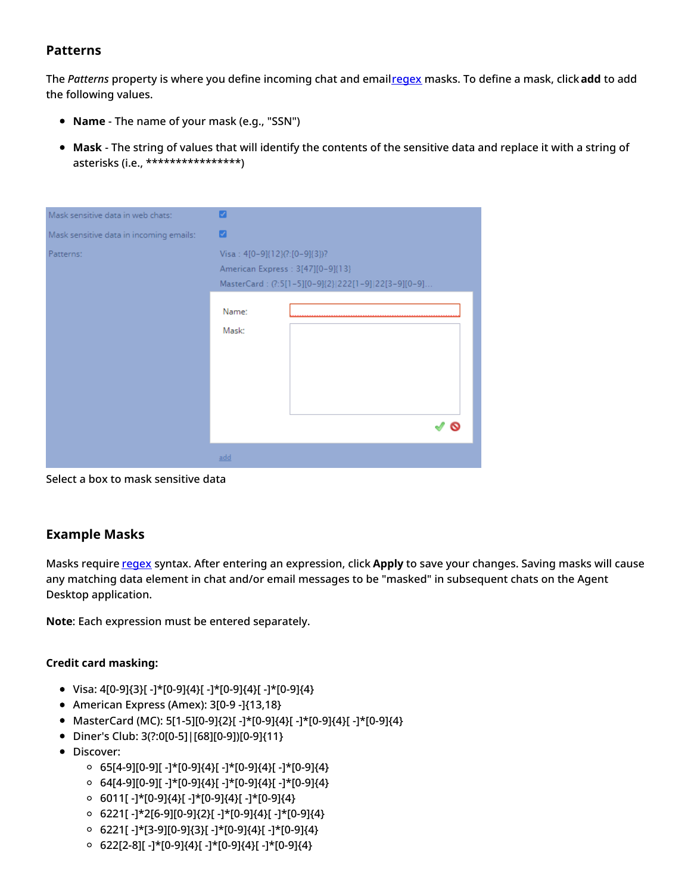### Patterns

The *Patterns* property is where you define incoming chat and email [regex](regex) masks. To define a mask, click **add** to add the following values.

- **Name** - The name of your mask (e.g., "SSN")
- **Mask** - The string of values that will identify the contents of the sensitive data and replace it with a string of asterisks (i.e., ****************)

Select a box to mask sensitive data

### Example Masks

Masks require [regex](regex) syntax. After entering an expression, click **Apply** to save your changes. Saving masks will cause any matching data element in chat and/or email messages to be "masked" in subsequent chats on the Agent Desktop application.

**Note**: Each expression must be entered separately.

#### Credit card masking:

- Visa: 4[0-9]{3}[ -]*[0-9]{4}[ -]*[0-9]{4}[ -]*[0-9]{4}
- American Express (Amex): 3[0-9 -]{13,18}
- MasterCard (MC): 5[1-5][0-9]{2}[ -]*[0-9]{4}[ -]*[0-9]{4}[ -]*[0-9]{4}
- Diner's Club: 3(?:0[0-5]|[68][0-9])[0-9]{11}
- Discover:
  - 65[4-9][0-9][ -]*[0-9]{4}[ -]*[0-9]{4}[ -]*[0-9]{4}
  - 64[4-9][0-9][ -]*[0-9]{4}[ -]*[0-9]{4}[ -]*[0-9]{4}
  - 6011[ -]*[0-9]{4}[ -]*[0-9]{4}[ -]*[0-9]{4}
  - 6221[ -]*2[6-9][0-9]{2}[ -]*[0-9]{4}[ -]*[0-9]{4}
  - 6221[ -]*[3-9][0-9]{3}[ -]*[0-9]{4}[ -]*[0-9]{4}
  - 622[2-8][ -]*[0-9]{4}[ -]*[0-9]{4}[ -]*[0-9]{4}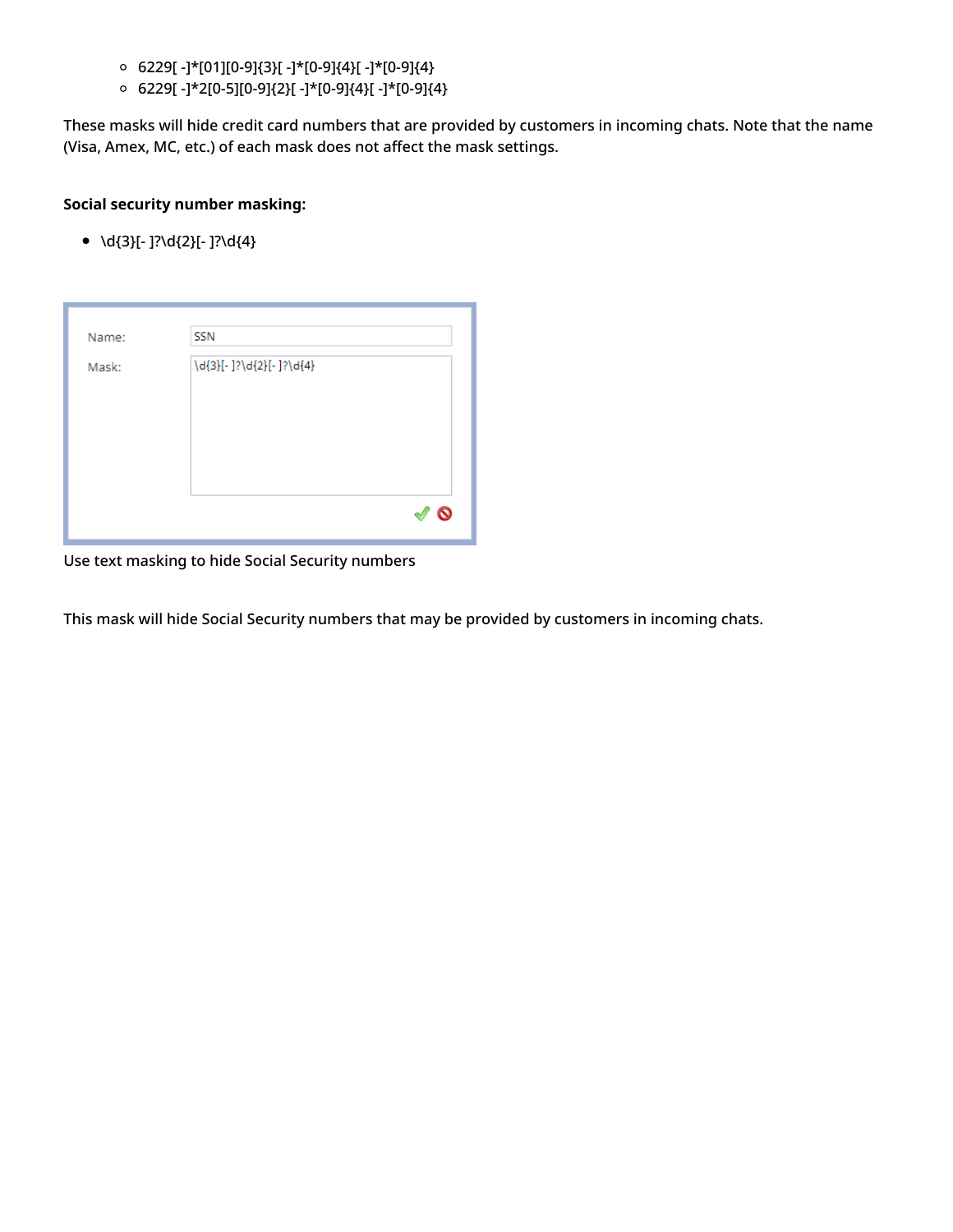- 6229[ -]*[01][0-9]{3}[ -]*[0-9]{4}[ -]*[0-9]{4}
  - 6229[ -]*2[0-5][0-9]{2}[ -]*[0-9]{4}[ -]*[0-9]{4}

These masks will hide credit card numbers that are provided by customers in incoming chats. Note that the name (Visa, Amex, MC, etc.) of each mask does not affect the mask settings.

**Social security number masking:**

- \d{3}[- ]?\d{2}[- ]?\d{4}

Name: SSN

Mask: \d{3}[- ]?\d{2}[- ]?\d{4}

Use text masking to hide Social Security numbers

This mask will hide Social Security numbers that may be provided by customers in incoming chats.